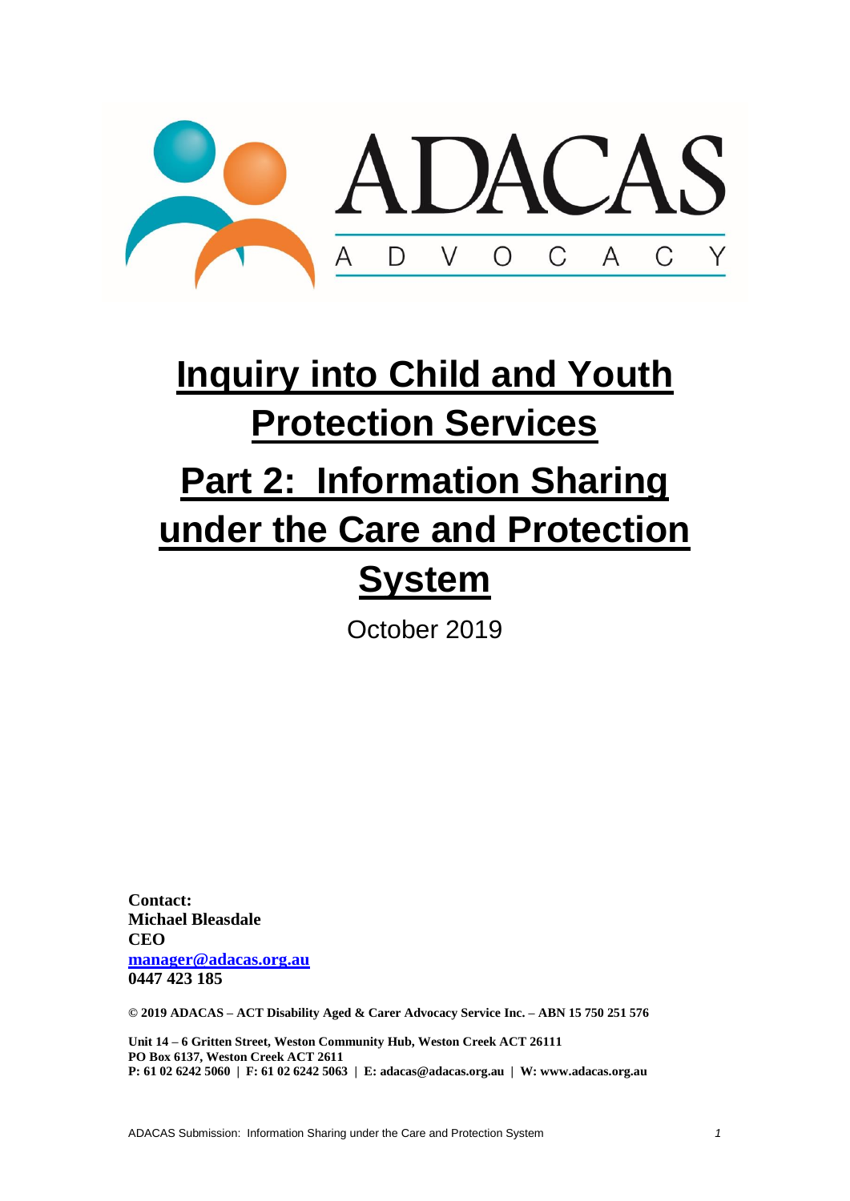# Inquiry into Child and Youth Protection Services

# Part 2: Information Sharing under the Care and Protection System

October 2019

**Contact:**
**Michael Bleasdale**
**CEO**
**manager@adacas.org.au**
**0447 423 185**

**© 2019 ADACAS – ACT Disability Aged & Carer Advocacy Service Inc. – ABN 15 750 251 576**

**Unit 14 – 6 Gritten Street, Weston Community Hub, Weston Creek ACT 26111**
**PO Box 6137, Weston Creek ACT 2611**
**P: 61 02 6242 5060 | F: 61 02 6242 5063 | E: adacas@adacas.org.au | W: www.adacas.org.au**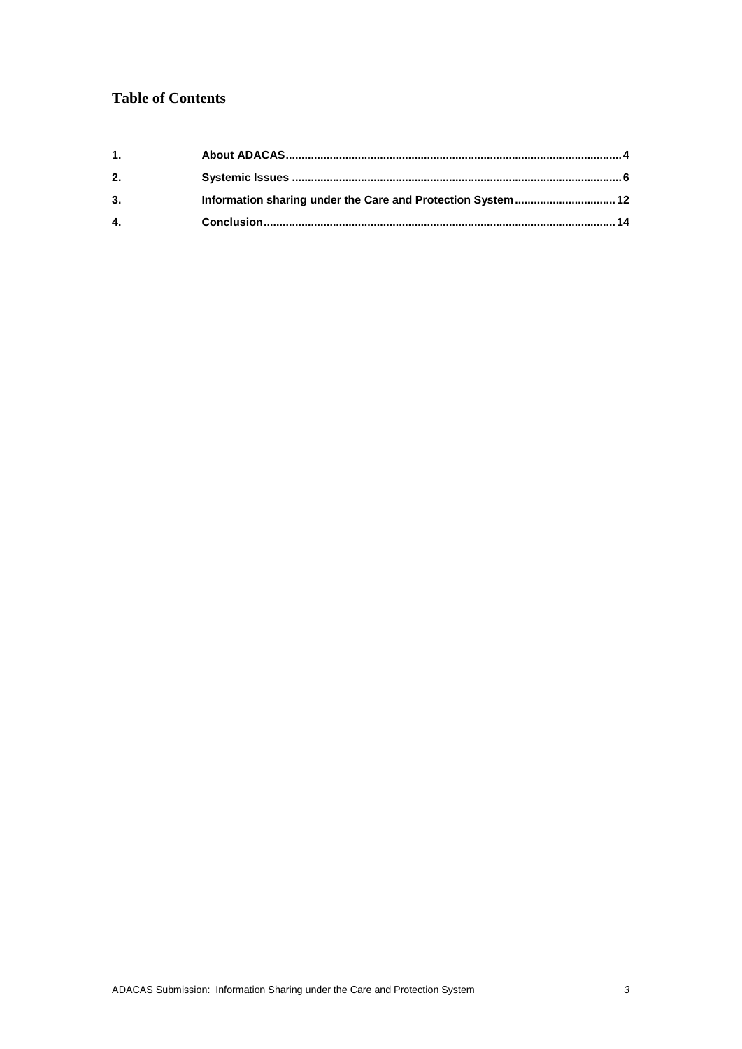# Table of Contents

1. About ADACAS ........ 4
2. Systemic Issues ........ 6
3. Information sharing under the Care and Protection System ........ 12
4. Conclusion ........ 14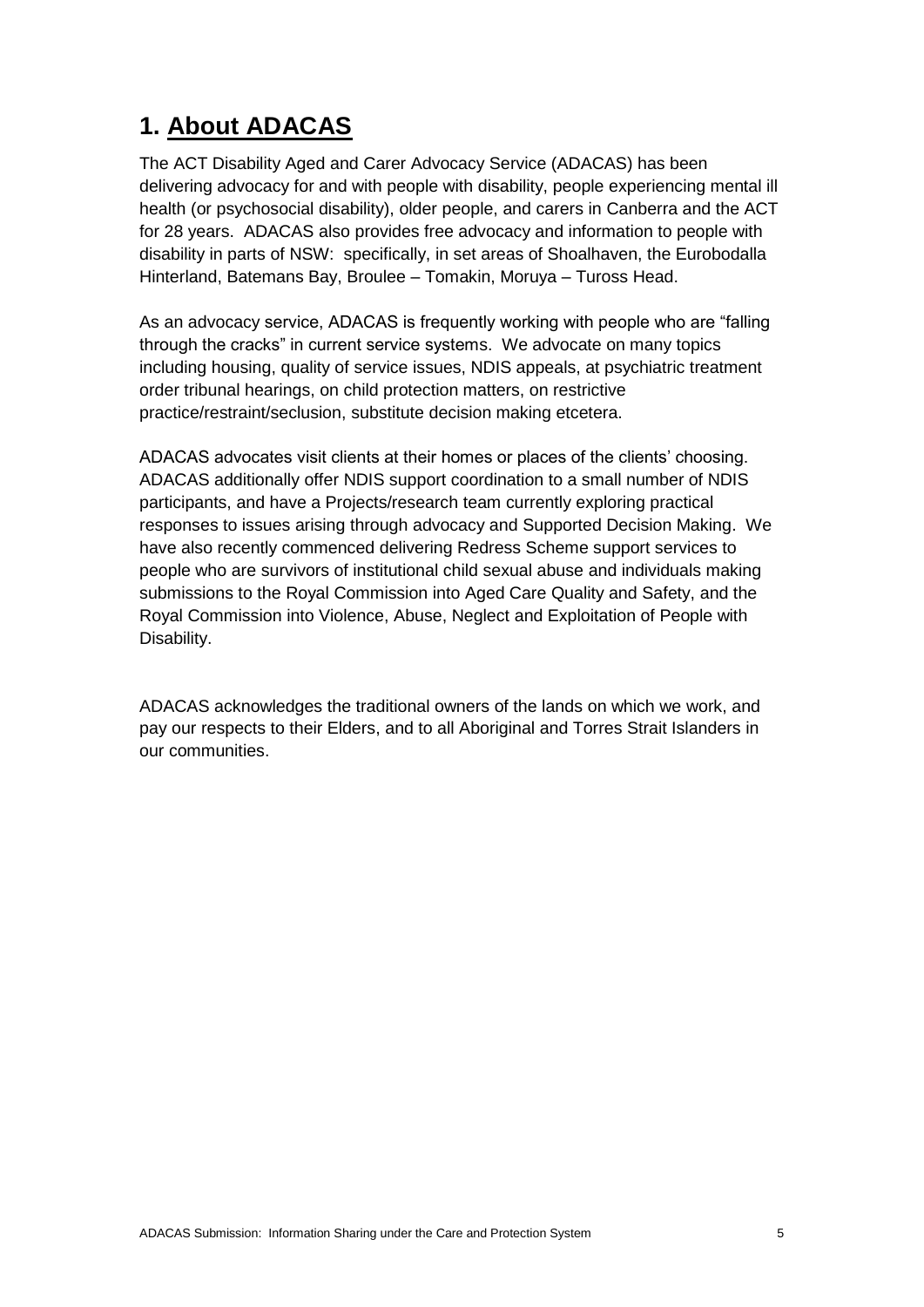# 1. About ADACAS

The ACT Disability Aged and Carer Advocacy Service (ADACAS) has been delivering advocacy for and with people with disability, people experiencing mental ill health (or psychosocial disability), older people, and carers in Canberra and the ACT for 28 years. ADACAS also provides free advocacy and information to people with disability in parts of NSW: specifically, in set areas of Shoalhaven, the Eurobodalla Hinterland, Batemans Bay, Broulee – Tomakin, Moruya – Tuross Head.

As an advocacy service, ADACAS is frequently working with people who are "falling through the cracks" in current service systems. We advocate on many topics including housing, quality of service issues, NDIS appeals, at psychiatric treatment order tribunal hearings, on child protection matters, on restrictive practice/restraint/seclusion, substitute decision making etcetera.

ADACAS advocates visit clients at their homes or places of the clients' choosing. ADACAS additionally offer NDIS support coordination to a small number of NDIS participants, and have a Projects/research team currently exploring practical responses to issues arising through advocacy and Supported Decision Making. We have also recently commenced delivering Redress Scheme support services to people who are survivors of institutional child sexual abuse and individuals making submissions to the Royal Commission into Aged Care Quality and Safety, and the Royal Commission into Violence, Abuse, Neglect and Exploitation of People with Disability.

ADACAS acknowledges the traditional owners of the lands on which we work, and pay our respects to their Elders, and to all Aboriginal and Torres Strait Islanders in our communities.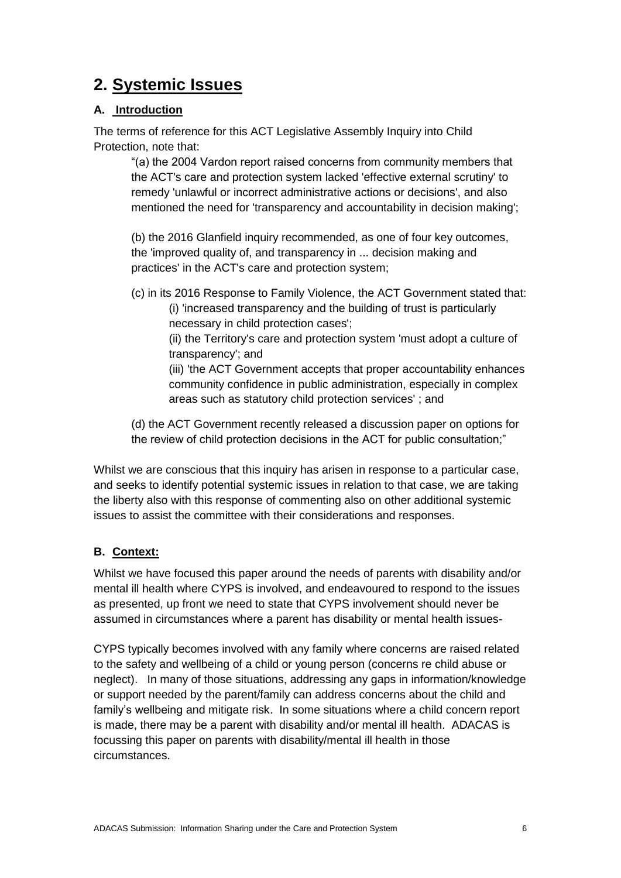# 2. Systemic Issues

### A. Introduction

The terms of reference for this ACT Legislative Assembly Inquiry into Child Protection, note that:

> "(a) the 2004 Vardon report raised concerns from community members that the ACT's care and protection system lacked 'effective external scrutiny' to remedy 'unlawful or incorrect administrative actions or decisions', and also mentioned the need for 'transparency and accountability in decision making';
>
> (b) the 2016 Glanfield inquiry recommended, as one of four key outcomes, the 'improved quality of, and transparency in ... decision making and practices' in the ACT's care and protection system;
>
> (c) in its 2016 Response to Family Violence, the ACT Government stated that:
>
> > (i) 'increased transparency and the building of trust is particularly necessary in child protection cases';
> >
> > (ii) the Territory's care and protection system 'must adopt a culture of transparency'; and
> >
> > (iii) 'the ACT Government accepts that proper accountability enhances community confidence in public administration, especially in complex areas such as statutory child protection services' ; and
>
> (d) the ACT Government recently released a discussion paper on options for the review of child protection decisions in the ACT for public consultation;"

Whilst we are conscious that this inquiry has arisen in response to a particular case, and seeks to identify potential systemic issues in relation to that case, we are taking the liberty also with this response of commenting also on other additional systemic issues to assist the committee with their considerations and responses.

### B. Context:

Whilst we have focused this paper around the needs of parents with disability and/or mental ill health where CYPS is involved, and endeavoured to respond to the issues as presented, up front we need to state that CYPS involvement should never be assumed in circumstances where a parent has disability or mental health issues-

CYPS typically becomes involved with any family where concerns are raised related to the safety and wellbeing of a child or young person (concerns re child abuse or neglect). In many of those situations, addressing any gaps in information/knowledge or support needed by the parent/family can address concerns about the child and family's wellbeing and mitigate risk. In some situations where a child concern report is made, there may be a parent with disability and/or mental ill health. ADACAS is focussing this paper on parents with disability/mental ill health in those circumstances.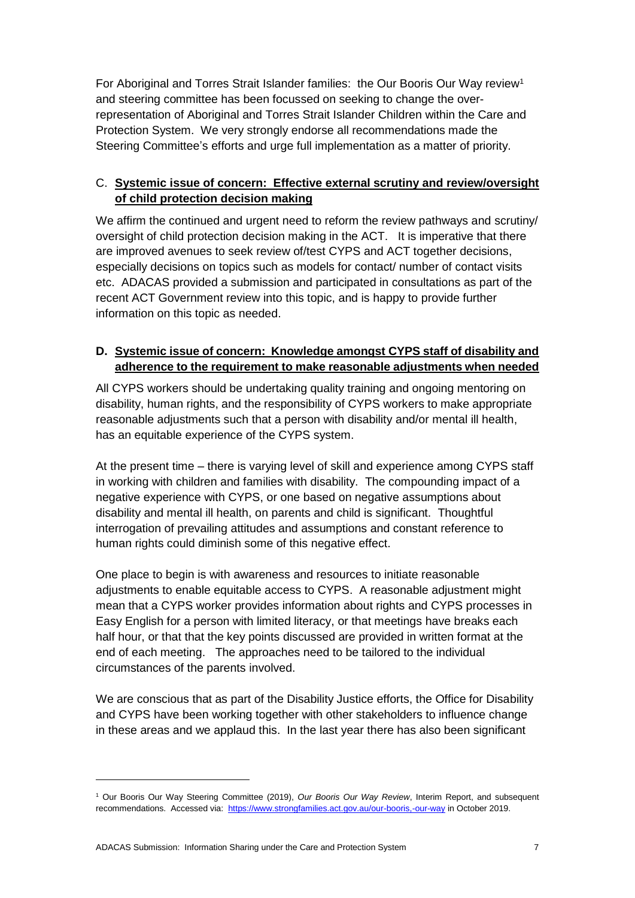For Aboriginal and Torres Strait Islander families: the Our Booris Our Way review[1] and steering committee has been focussed on seeking to change the over-representation of Aboriginal and Torres Strait Islander Children within the Care and Protection System. We very strongly endorse all recommendations made the Steering Committee's efforts and urge full implementation as a matter of priority.

## C. **<u>Systemic issue of concern: Effective external scrutiny and review/oversight of child protection decision making</u>**

We affirm the continued and urgent need to reform the review pathways and scrutiny/ oversight of child protection decision making in the ACT. It is imperative that there are improved avenues to seek review of/test CYPS and ACT together decisions, especially decisions on topics such as models for contact/ number of contact visits etc. ADACAS provided a submission and participated in consultations as part of the recent ACT Government review into this topic, and is happy to provide further information on this topic as needed.

## **D. <u>Systemic issue of concern: Knowledge amongst CYPS staff of disability and adherence to the requirement to make reasonable adjustments when needed</u>**

All CYPS workers should be undertaking quality training and ongoing mentoring on disability, human rights, and the responsibility of CYPS workers to make appropriate reasonable adjustments such that a person with disability and/or mental ill health, has an equitable experience of the CYPS system.

At the present time – there is varying level of skill and experience among CYPS staff in working with children and families with disability. The compounding impact of a negative experience with CYPS, or one based on negative assumptions about disability and mental ill health, on parents and child is significant. Thoughtful interrogation of prevailing attitudes and assumptions and constant reference to human rights could diminish some of this negative effect.

One place to begin is with awareness and resources to initiate reasonable adjustments to enable equitable access to CYPS. A reasonable adjustment might mean that a CYPS worker provides information about rights and CYPS processes in Easy English for a person with limited literacy, or that meetings have breaks each half hour, or that that the key points discussed are provided in written format at the end of each meeting. The approaches need to be tailored to the individual circumstances of the parents involved.

We are conscious that as part of the Disability Justice efforts, the Office for Disability and CYPS have been working together with other stakeholders to influence change in these areas and we applaud this. In the last year there has also been significant

---

[1] Our Booris Our Way Steering Committee (2019), *Our Booris Our Way Review*, Interim Report, and subsequent recommendations. Accessed via: https://www.strongfamilies.act.gov.au/our-booris,-our-way in October 2019.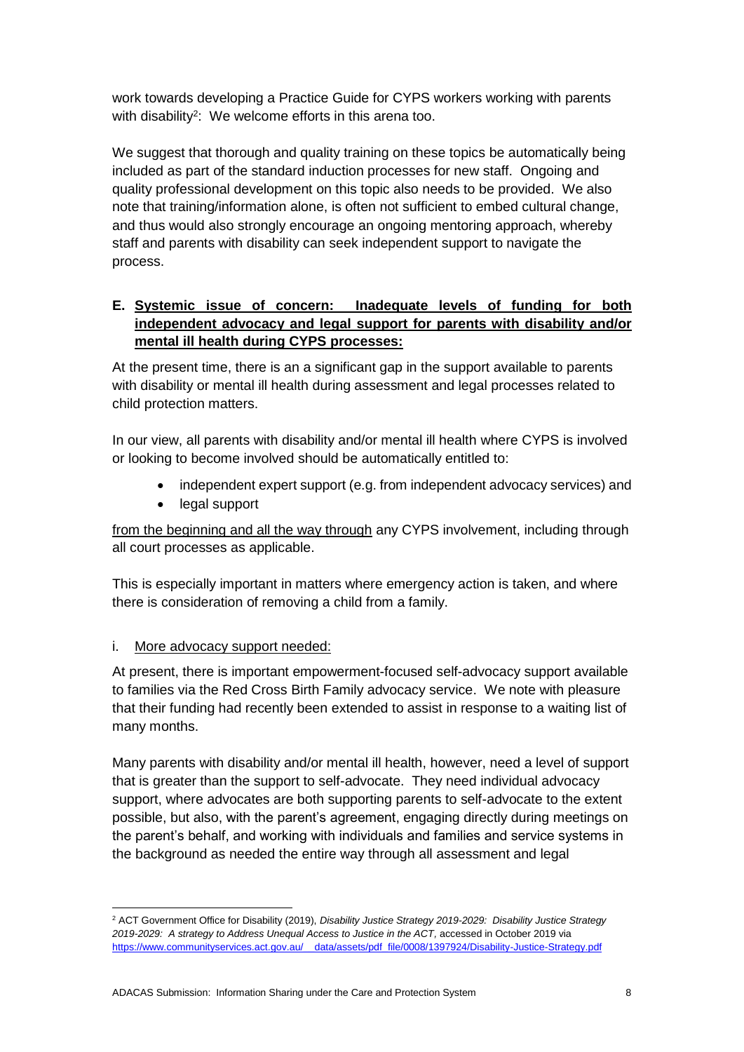work towards developing a Practice Guide for CYPS workers working with parents with disability[2]: We welcome efforts in this arena too.

We suggest that thorough and quality training on these topics be automatically being included as part of the standard induction processes for new staff. Ongoing and quality professional development on this topic also needs to be provided. We also note that training/information alone, is often not sufficient to embed cultural change, and thus would also strongly encourage an ongoing mentoring approach, whereby staff and parents with disability can seek independent support to navigate the process.

## E. Systemic issue of concern: Inadequate levels of funding for both independent advocacy and legal support for parents with disability and/or mental ill health during CYPS processes:

At the present time, there is an significant gap in the support available to parents with disability or mental ill health during assessment and legal processes related to child protection matters.

In our view, all parents with disability and/or mental ill health where CYPS is involved or looking to become involved should be automatically entitled to:

- independent expert support (e.g. from independent advocacy services) and
- legal support

from the beginning and all the way through any CYPS involvement, including through all court processes as applicable.

This is especially important in matters where emergency action is taken, and where there is consideration of removing a child from a family.

### i. More advocacy support needed:

At present, there is important empowerment-focused self-advocacy support available to families via the Red Cross Birth Family advocacy service. We note with pleasure that their funding had recently been extended to assist in response to a waiting list of many months.

Many parents with disability and/or mental ill health, however, need a level of support that is greater than the support to self-advocate. They need individual advocacy support, where advocates are both supporting parents to self-advocate to the extent possible, but also, with the parent's agreement, engaging directly during meetings on the parent's behalf, and working with individuals and families and service systems in the background as needed the entire way through all assessment and legal

---

[2] ACT Government Office for Disability (2019), *Disability Justice Strategy 2019-2029: Disability Justice Strategy 2019-2029: A strategy to Address Unequal Access to Justice in the ACT*, accessed in October 2019 via https://www.communityservices.act.gov.au/__data/assets/pdf_file/0008/1397924/Disability-Justice-Strategy.pdf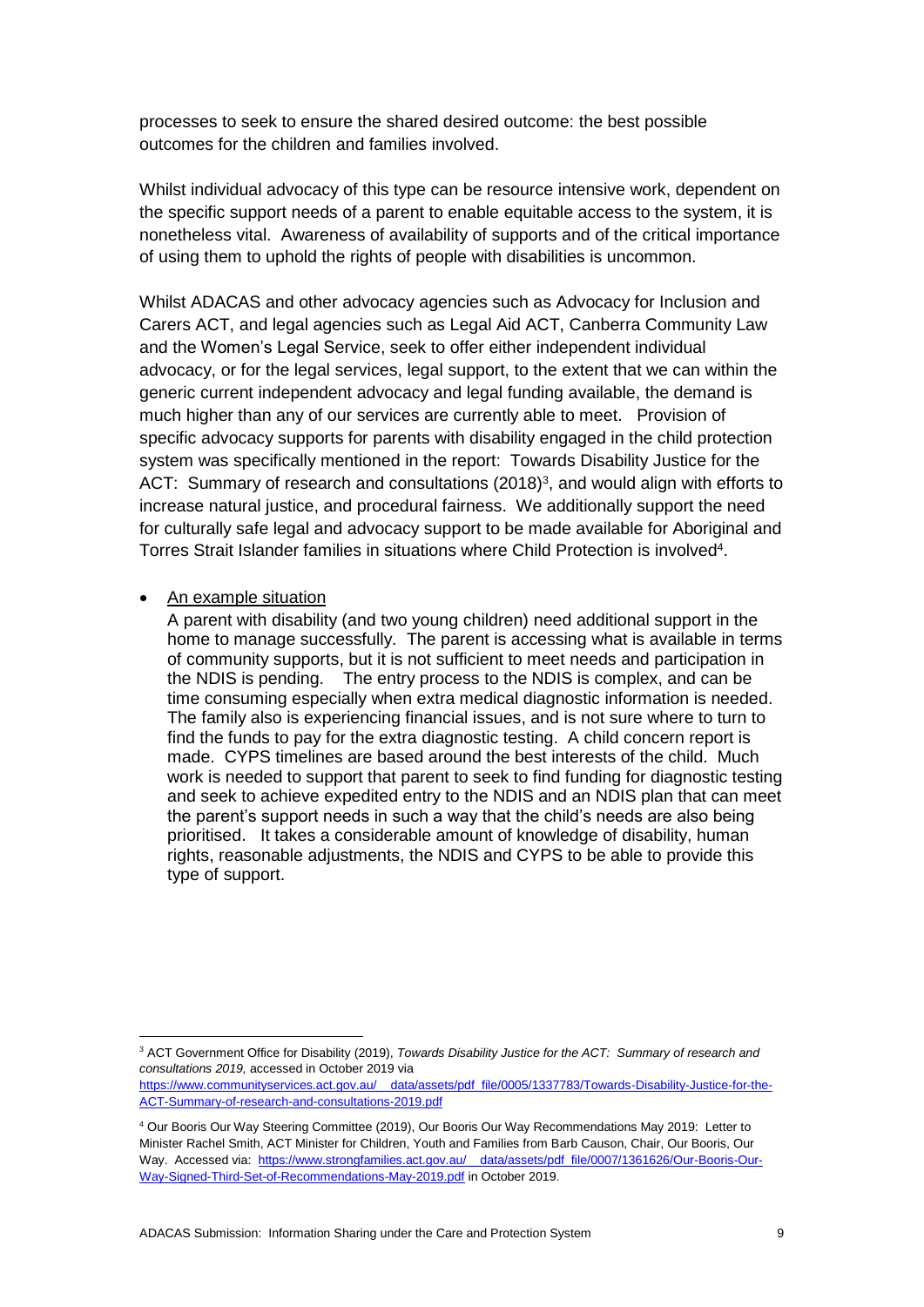processes to seek to ensure the shared desired outcome: the best possible outcomes for the children and families involved.

Whilst individual advocacy of this type can be resource intensive work, dependent on the specific support needs of a parent to enable equitable access to the system, it is nonetheless vital. Awareness of availability of supports and of the critical importance of using them to uphold the rights of people with disabilities is uncommon.

Whilst ADACAS and other advocacy agencies such as Advocacy for Inclusion and Carers ACT, and legal agencies such as Legal Aid ACT, Canberra Community Law and the Women's Legal Service, seek to offer either independent individual advocacy, or for the legal services, legal support, to the extent that we can within the generic current independent advocacy and legal funding available, the demand is much higher than any of our services are currently able to meet. Provision of specific advocacy supports for parents with disability engaged in the child protection system was specifically mentioned in the report: Towards Disability Justice for the ACT: Summary of research and consultations (2018)[3], and would align with efforts to increase natural justice, and procedural fairness. We additionally support the need for culturally safe legal and advocacy support to be made available for Aboriginal and Torres Strait Islander families in situations where Child Protection is involved[4].

- <u>An example situation</u>

  A parent with disability (and two young children) need additional support in the home to manage successfully. The parent is accessing what is available in terms of community supports, but it is not sufficient to meet needs and participation in the NDIS is pending. The entry process to the NDIS is complex, and can be time consuming especially when extra medical diagnostic information is needed. The family also is experiencing financial issues, and is not sure where to turn to find the funds to pay for the extra diagnostic testing. A child concern report is made. CYPS timelines are based around the best interests of the child. Much work is needed to support that parent to seek to find funding for diagnostic testing and seek to achieve expedited entry to the NDIS and an NDIS plan that can meet the parent's support needs in such a way that the child's needs are also being prioritised. It takes a considerable amount of knowledge of disability, human rights, reasonable adjustments, the NDIS and CYPS to be able to provide this type of support.

---

[3] ACT Government Office for Disability (2019), *Towards Disability Justice for the ACT: Summary of research and consultations 2019*, accessed in October 2019 via https://www.communityservices.act.gov.au/__data/assets/pdf_file/0005/1337783/Towards-Disability-Justice-for-the-ACT-Summary-of-research-and-consultations-2019.pdf

[4] Our Booris Our Way Steering Committee (2019), Our Booris Our Way Recommendations May 2019: Letter to Minister Rachel Smith, ACT Minister for Children, Youth and Families from Barb Causon, Chair, Our Booris, Our Way. Accessed via: https://www.strongfamilies.act.gov.au/__data/assets/pdf_file/0007/1361626/Our-Booris-Our-Way-Signed-Third-Set-of-Recommendations-May-2019.pdf in October 2019.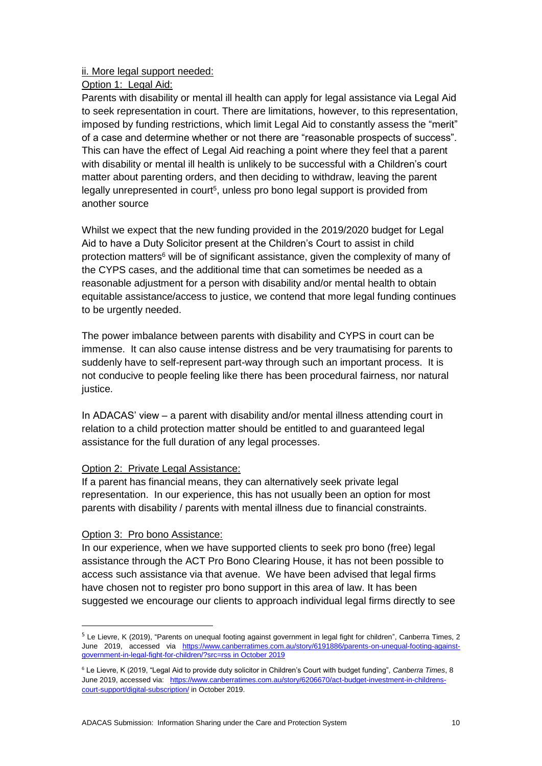ii. More legal support needed:

Option 1: Legal Aid:

Parents with disability or mental ill health can apply for legal assistance via Legal Aid to seek representation in court. There are limitations, however, to this representation, imposed by funding restrictions, which limit Legal Aid to constantly assess the "merit" of a case and determine whether or not there are "reasonable prospects of success". This can have the effect of Legal Aid reaching a point where they feel that a parent with disability or mental ill health is unlikely to be successful with a Children's court matter about parenting orders, and then deciding to withdraw, leaving the parent legally unrepresented in court[5], unless pro bono legal support is provided from another source

Whilst we expect that the new funding provided in the 2019/2020 budget for Legal Aid to have a Duty Solicitor present at the Children's Court to assist in child protection matters[6] will be of significant assistance, given the complexity of many of the CYPS cases, and the additional time that can sometimes be needed as a reasonable adjustment for a person with disability and/or mental health to obtain equitable assistance/access to justice, we contend that more legal funding continues to be urgently needed.

The power imbalance between parents with disability and CYPS in court can be immense. It can also cause intense distress and be very traumatising for parents to suddenly have to self-represent part-way through such an important process. It is not conducive to people feeling like there has been procedural fairness, nor natural justice.

In ADACAS' view – a parent with disability and/or mental illness attending court in relation to a child protection matter should be entitled to and guaranteed legal assistance for the full duration of any legal processes.

Option 2: Private Legal Assistance:

If a parent has financial means, they can alternatively seek private legal representation. In our experience, this has not usually been an option for most parents with disability / parents with mental illness due to financial constraints.

Option 3: Pro bono Assistance:

In our experience, when we have supported clients to seek pro bono (free) legal assistance through the ACT Pro Bono Clearing House, it has not been possible to access such assistance via that avenue. We have been advised that legal firms have chosen not to register pro bono support in this area of law. It has been suggested we encourage our clients to approach individual legal firms directly to see

---

[5] Le Lievre, K (2019), "Parents on unequal footing against government in legal fight for children", Canberra Times, 2 June 2019, accessed via https://www.canberratimes.com.au/story/6191886/parents-on-unequal-footing-against-government-in-legal-fight-for-children/?src=rss in October 2019

[6] Le Lievre, K (2019, "Legal Aid to provide duty solicitor in Children's Court with budget funding", *Canberra Times*, 8 June 2019, accessed via: https://www.canberratimes.com.au/story/6206670/act-budget-investment-in-childrens-court-support/digital-subscription/ in October 2019.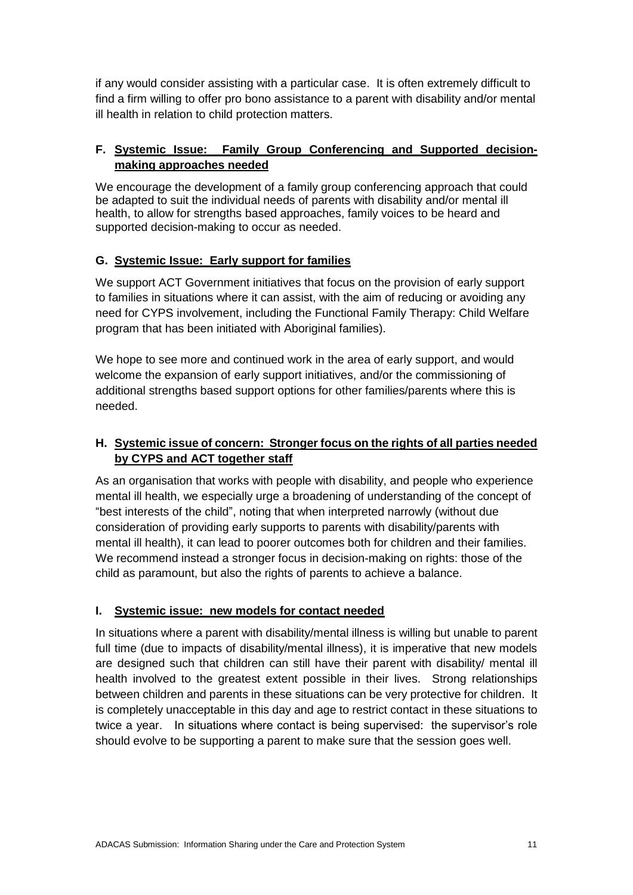if any would consider assisting with a particular case. It is often extremely difficult to find a firm willing to offer pro bono assistance to a parent with disability and/or mental ill health in relation to child protection matters.

### F. Systemic Issue: Family Group Conferencing and Supported decision-making approaches needed

We encourage the development of a family group conferencing approach that could be adapted to suit the individual needs of parents with disability and/or mental ill health, to allow for strengths based approaches, family voices to be heard and supported decision-making to occur as needed.

### G. Systemic Issue: Early support for families

We support ACT Government initiatives that focus on the provision of early support to families in situations where it can assist, with the aim of reducing or avoiding any need for CYPS involvement, including the Functional Family Therapy: Child Welfare program that has been initiated with Aboriginal families).

We hope to see more and continued work in the area of early support, and would welcome the expansion of early support initiatives, and/or the commissioning of additional strengths based support options for other families/parents where this is needed.

### H. Systemic issue of concern: Stronger focus on the rights of all parties needed by CYPS and ACT together staff

As an organisation that works with people with disability, and people who experience mental ill health, we especially urge a broadening of understanding of the concept of "best interests of the child", noting that when interpreted narrowly (without due consideration of providing early supports to parents with disability/parents with mental ill health), it can lead to poorer outcomes both for children and their families. We recommend instead a stronger focus in decision-making on rights: those of the child as paramount, but also the rights of parents to achieve a balance.

### I. Systemic issue: new models for contact needed

In situations where a parent with disability/mental illness is willing but unable to parent full time (due to impacts of disability/mental illness), it is imperative that new models are designed such that children can still have their parent with disability/ mental ill health involved to the greatest extent possible in their lives. Strong relationships between children and parents in these situations can be very protective for children. It is completely unacceptable in this day and age to restrict contact in these situations to twice a year. In situations where contact is being supervised: the supervisor's role should evolve to be supporting a parent to make sure that the session goes well.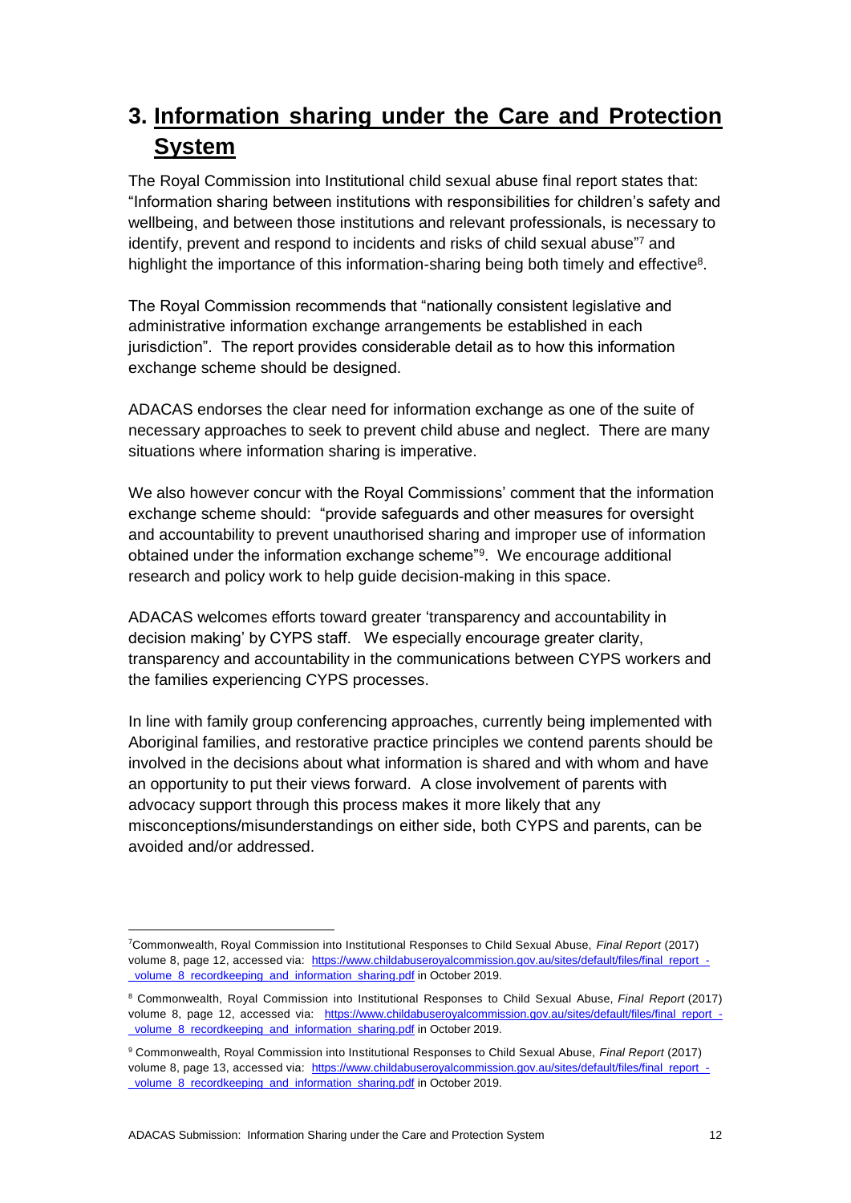# 3. Information sharing under the Care and Protection System

The Royal Commission into Institutional child sexual abuse final report states that: "Information sharing between institutions with responsibilities for children's safety and wellbeing, and between those institutions and relevant professionals, is necessary to identify, prevent and respond to incidents and risks of child sexual abuse"[7] and highlight the importance of this information-sharing being both timely and effective[8].

The Royal Commission recommends that "nationally consistent legislative and administrative information exchange arrangements be established in each jurisdiction". The report provides considerable detail as to how this information exchange scheme should be designed.

ADACAS endorses the clear need for information exchange as one of the suite of necessary approaches to seek to prevent child abuse and neglect. There are many situations where information sharing is imperative.

We also however concur with the Royal Commissions' comment that the information exchange scheme should: "provide safeguards and other measures for oversight and accountability to prevent unauthorised sharing and improper use of information obtained under the information exchange scheme"[9]. We encourage additional research and policy work to help guide decision-making in this space.

ADACAS welcomes efforts toward greater 'transparency and accountability in decision making' by CYPS staff. We especially encourage greater clarity, transparency and accountability in the communications between CYPS workers and the families experiencing CYPS processes.

In line with family group conferencing approaches, currently being implemented with Aboriginal families, and restorative practice principles we contend parents should be involved in the decisions about what information is shared and with whom and have an opportunity to put their views forward. A close involvement of parents with advocacy support through this process makes it more likely that any misconceptions/misunderstandings on either side, both CYPS and parents, can be avoided and/or addressed.

---

[7] Commonwealth, Royal Commission into Institutional Responses to Child Sexual Abuse, *Final Report* (2017) volume 8, page 12, accessed via: https://www.childabuseroyalcommission.gov.au/sites/default/files/final_report_-_volume_8_recordkeeping_and_information_sharing.pdf in October 2019.

[8] Commonwealth, Royal Commission into Institutional Responses to Child Sexual Abuse, *Final Report* (2017) volume 8, page 12, accessed via: https://www.childabuseroyalcommission.gov.au/sites/default/files/final_report_-_volume_8_recordkeeping_and_information_sharing.pdf in October 2019.

[9] Commonwealth, Royal Commission into Institutional Responses to Child Sexual Abuse, *Final Report* (2017) volume 8, page 13, accessed via: https://www.childabuseroyalcommission.gov.au/sites/default/files/final_report_-_volume_8_recordkeeping_and_information_sharing.pdf in October 2019.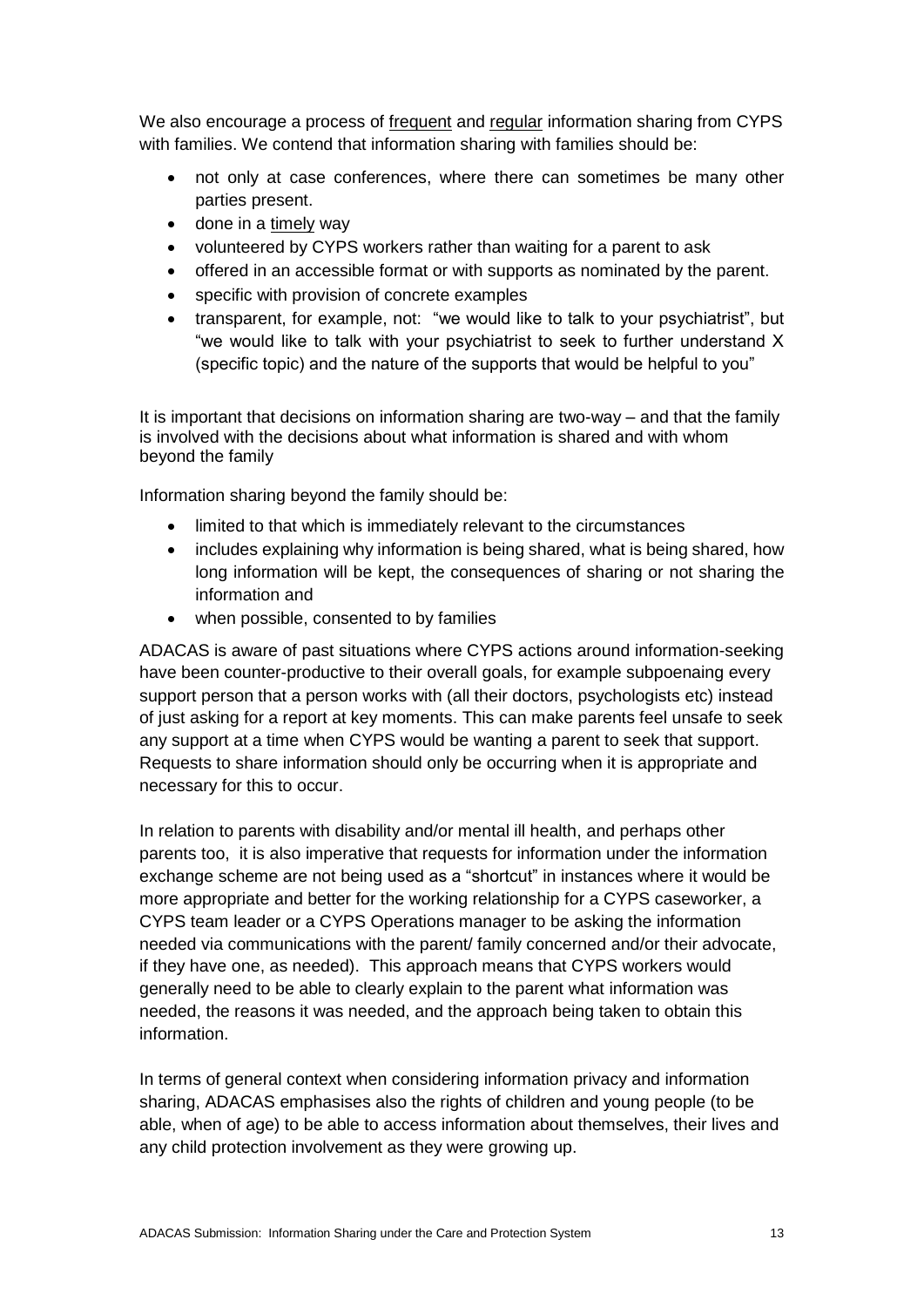We also encourage a process of <u>frequent</u> and <u>regular</u> information sharing from CYPS with families. We contend that information sharing with families should be:

- not only at case conferences, where there can sometimes be many other parties present.
- done in a <u>timely</u> way
- volunteered by CYPS workers rather than waiting for a parent to ask
- offered in an accessible format or with supports as nominated by the parent.
- specific with provision of concrete examples
- transparent, for example, not: "we would like to talk to your psychiatrist", but "we would like to talk with your psychiatrist to seek to further understand X (specific topic) and the nature of the supports that would be helpful to you"

It is important that decisions on information sharing are two-way – and that the family is involved with the decisions about what information is shared and with whom beyond the family

Information sharing beyond the family should be:

- limited to that which is immediately relevant to the circumstances
- includes explaining why information is being shared, what is being shared, how long information will be kept, the consequences of sharing or not sharing the information and
- when possible, consented to by families

ADACAS is aware of past situations where CYPS actions around information-seeking have been counter-productive to their overall goals, for example subpoenaing every support person that a person works with (all their doctors, psychologists etc) instead of just asking for a report at key moments. This can make parents feel unsafe to seek any support at a time when CYPS would be wanting a parent to seek that support. Requests to share information should only be occurring when it is appropriate and necessary for this to occur.

In relation to parents with disability and/or mental ill health, and perhaps other parents too, it is also imperative that requests for information under the information exchange scheme are not being used as a "shortcut" in instances where it would be more appropriate and better for the working relationship for a CYPS caseworker, a CYPS team leader or a CYPS Operations manager to be asking the information needed via communications with the parent/ family concerned and/or their advocate, if they have one, as needed). This approach means that CYPS workers would generally need to be able to clearly explain to the parent what information was needed, the reasons it was needed, and the approach being taken to obtain this information.

In terms of general context when considering information privacy and information sharing, ADACAS emphasises also the rights of children and young people (to be able, when of age) to be able to access information about themselves, their lives and any child protection involvement as they were growing up.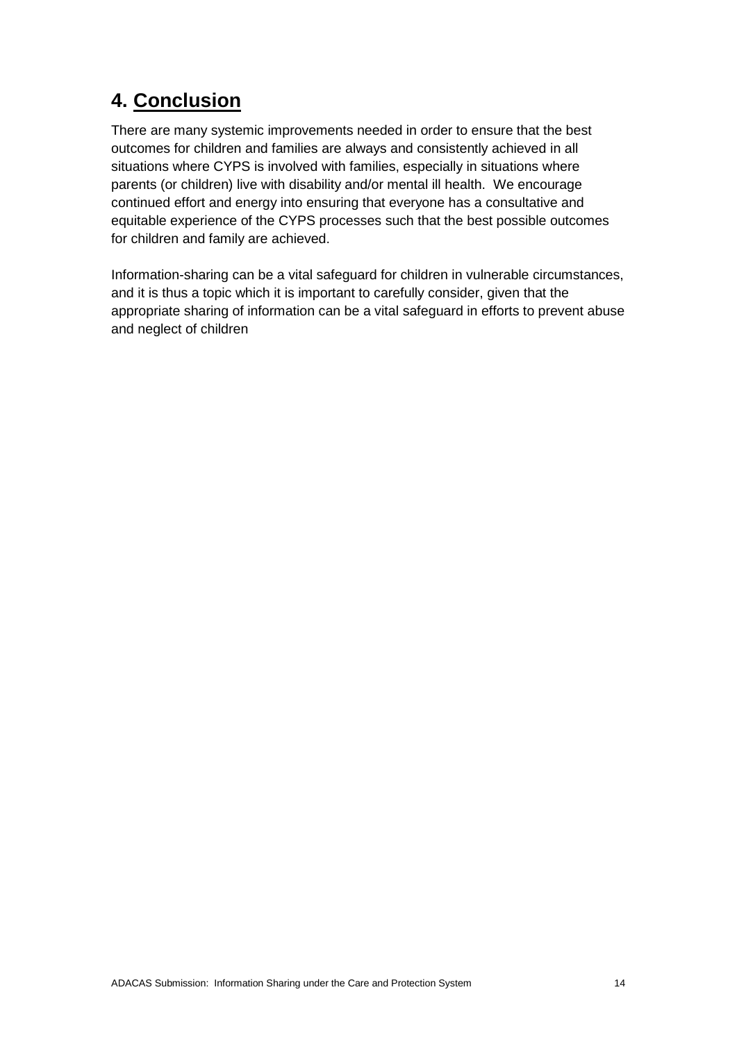## 4. Conclusion

There are many systemic improvements needed in order to ensure that the best outcomes for children and families are always and consistently achieved in all situations where CYPS is involved with families, especially in situations where parents (or children) live with disability and/or mental ill health. We encourage continued effort and energy into ensuring that everyone has a consultative and equitable experience of the CYPS processes such that the best possible outcomes for children and family are achieved.

Information-sharing can be a vital safeguard for children in vulnerable circumstances, and it is thus a topic which it is important to carefully consider, given that the appropriate sharing of information can be a vital safeguard in efforts to prevent abuse and neglect of children